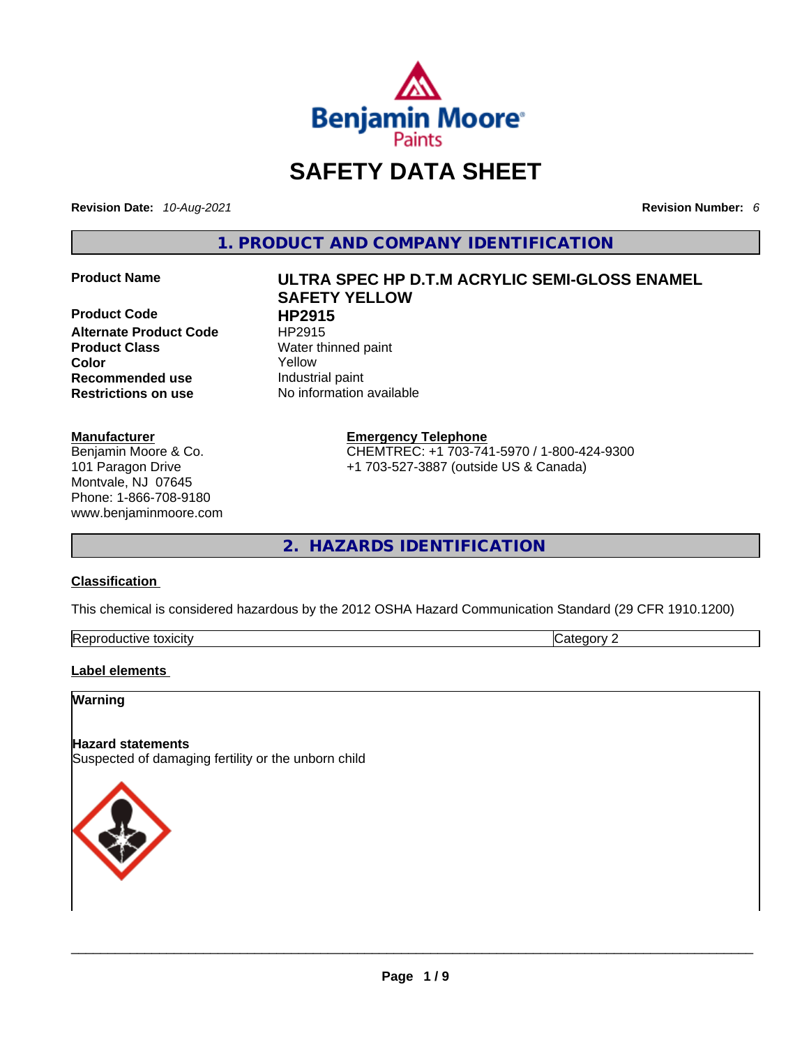# SAFETY DATA SHEET

**Revision Date:** *10-Aug-2021* **Revision Number:** *6*

## 1. PRODUCT AND COMPANY IDENTIFICATION

| | |
|---|---|
| **Product Name** | **ULTRA SPEC HP D.T.M ACRYLIC SEMI-GLOSS ENAMEL SAFETY YELLOW** |
| **Product Code** | **HP2915** |
| **Alternate Product Code** | HP2915 |
| **Product Class** | Water thinned paint |
| **Color** | Yellow |
| **Recommended use** | Industrial paint |
| **Restrictions on use** | No information available |

**Manufacturer**
Benjamin Moore & Co.
101 Paragon Drive
Montvale, NJ 07645
Phone: 1-866-708-9180
www.benjaminmoore.com

**Emergency Telephone**
CHEMTREC: +1 703-741-5970 / 1-800-424-9300
+1 703-527-3887 (outside US & Canada)

## 2. HAZARDS IDENTIFICATION

**Classification**

This chemical is considered hazardous by the 2012 OSHA Hazard Communication Standard (29 CFR 1910.1200)

| | |
|---|---|
| Reproductive toxicity | Category 2 |

**Label elements**

**Warning**

**Hazard statements**
Suspected of damaging fertility or the unborn child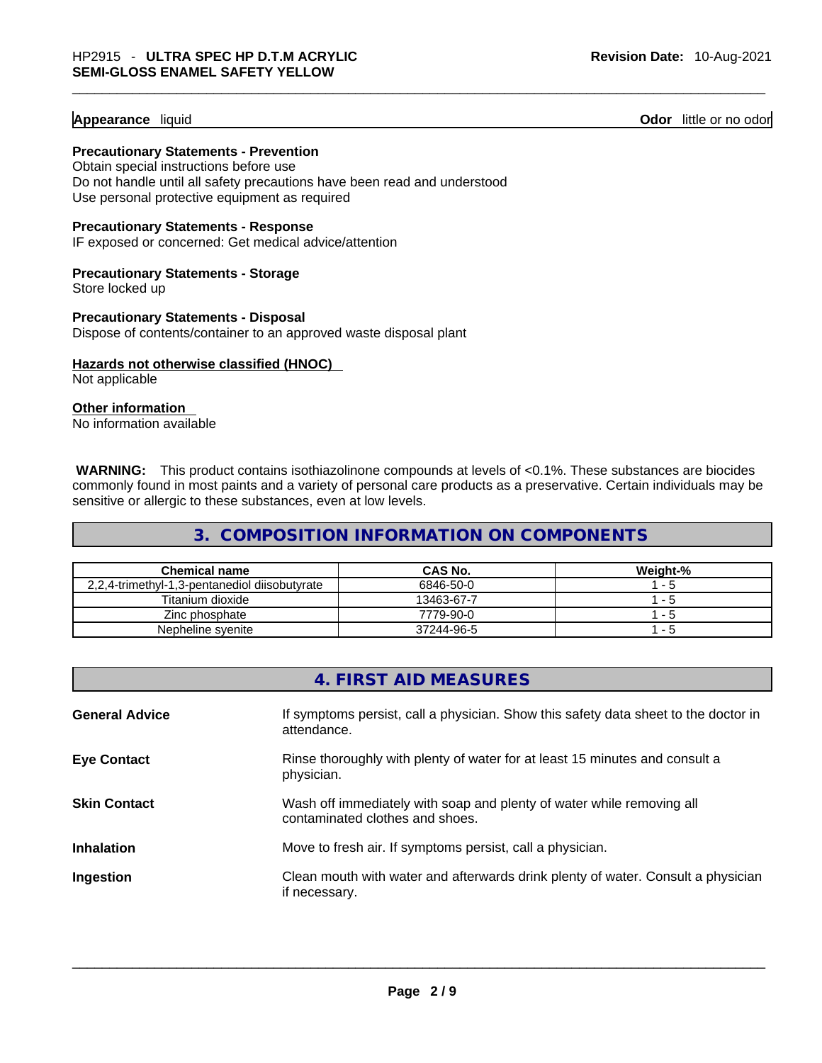**Appearance** liquid **Odor** little or no odor

**Precautionary Statements - Prevention**
Obtain special instructions before use
Do not handle until all safety precautions have been read and understood
Use personal protective equipment as required

**Precautionary Statements - Response**
IF exposed or concerned: Get medical advice/attention

**Precautionary Statements - Storage**
Store locked up

**Precautionary Statements - Disposal**
Dispose of contents/container to an approved waste disposal plant

**Hazards not otherwise classified (HNOC)**
Not applicable

**Other information**
No information available

**WARNING:** This product contains isothiazolinone compounds at levels of <0.1%. These substances are biocides commonly found in most paints and a variety of personal care products as a preservative. Certain individuals may be sensitive or allergic to these substances, even at low levels.

## 3. COMPOSITION INFORMATION ON COMPONENTS

| Chemical name | CAS No. | Weight-% |
|---|---|---|
| 2,2,4-trimethyl-1,3-pentanediol diisobutyrate | 6846-50-0 | 1 - 5 |
| Titanium dioxide | 13463-67-7 | 1 - 5 |
| Zinc phosphate | 7779-90-0 | 1 - 5 |
| Nepheline syenite | 37244-96-5 | 1 - 5 |

## 4. FIRST AID MEASURES

**General Advice** If symptoms persist, call a physician. Show this safety data sheet to the doctor in attendance.

**Eye Contact** Rinse thoroughly with plenty of water for at least 15 minutes and consult a physician.

**Skin Contact** Wash off immediately with soap and plenty of water while removing all contaminated clothes and shoes.

**Inhalation** Move to fresh air. If symptoms persist, call a physician.

**Ingestion** Clean mouth with water and afterwards drink plenty of water. Consult a physician if necessary.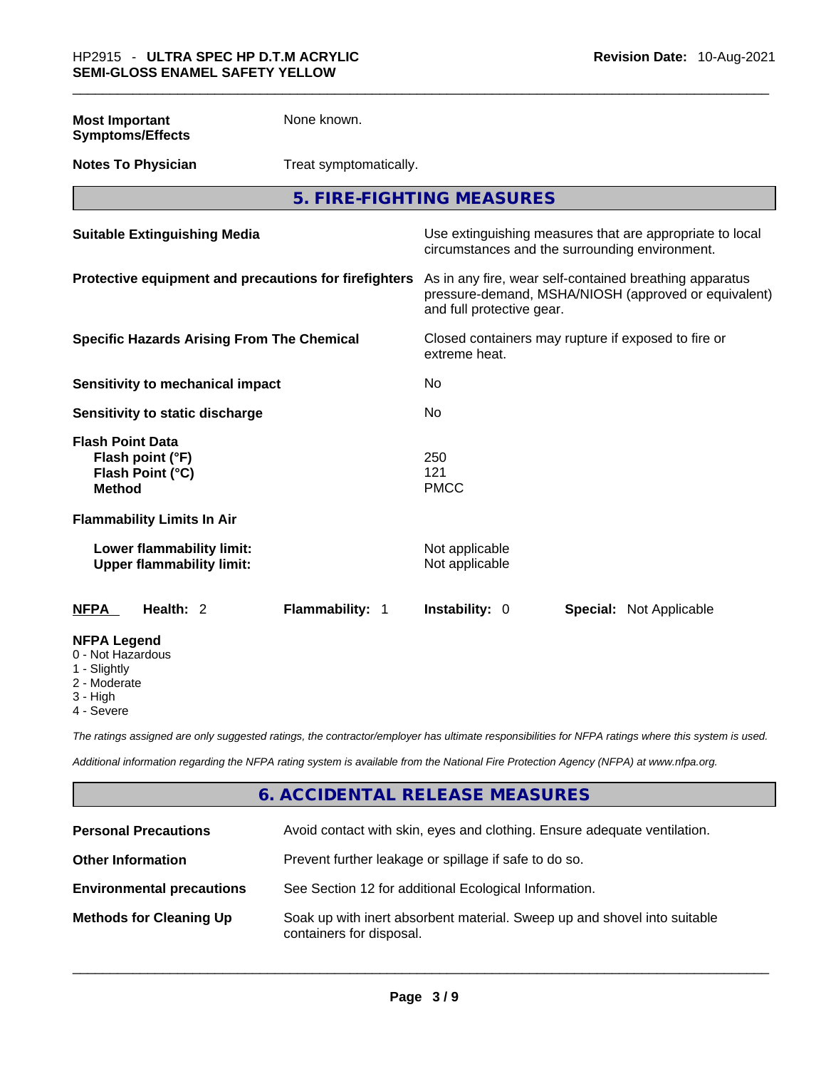| | |
|---|---|
| **Most Important Symptoms/Effects** | None known. |
| **Notes To Physician** | Treat symptomatically. |

## 5. FIRE-FIGHTING MEASURES

| | |
|---|---|
| **Suitable Extinguishing Media** | Use extinguishing measures that are appropriate to local circumstances and the surrounding environment. |
| **Protective equipment and precautions for firefighters** | As in any fire, wear self-contained breathing apparatus pressure-demand, MSHA/NIOSH (approved or equivalent) and full protective gear. |
| **Specific Hazards Arising From The Chemical** | Closed containers may rupture if exposed to fire or extreme heat. |
| **Sensitivity to mechanical impact** | No |
| **Sensitivity to static discharge** | No |

**Flash Point Data**

| | |
|---|---|
| **Flash point (°F)** | 250 |
| **Flash Point (°C)** | 121 |
| **Method** | PMCC |

**Flammability Limits In Air**

| | |
|---|---|
| **Lower flammability limit:** | Not applicable |
| **Upper flammability limit:** | Not applicable |

| **NFPA** | **Health:** 2 | **Flammability:** 1 | **Instability:** 0 | **Special:** Not Applicable |
|---|---|---|---|---|

**NFPA Legend**
- 0 - Not Hazardous
- 1 - Slightly
- 2 - Moderate
- 3 - High
- 4 - Severe

*The ratings assigned are only suggested ratings, the contractor/employer has ultimate responsibilities for NFPA ratings where this system is used.*

*Additional information regarding the NFPA rating system is available from the National Fire Protection Agency (NFPA) at www.nfpa.org.*

## 6. ACCIDENTAL RELEASE MEASURES

| | |
|---|---|
| **Personal Precautions** | Avoid contact with skin, eyes and clothing. Ensure adequate ventilation. |
| **Other Information** | Prevent further leakage or spillage if safe to do so. |
| **Environmental precautions** | See Section 12 for additional Ecological Information. |
| **Methods for Cleaning Up** | Soak up with inert absorbent material. Sweep up and shovel into suitable containers for disposal. |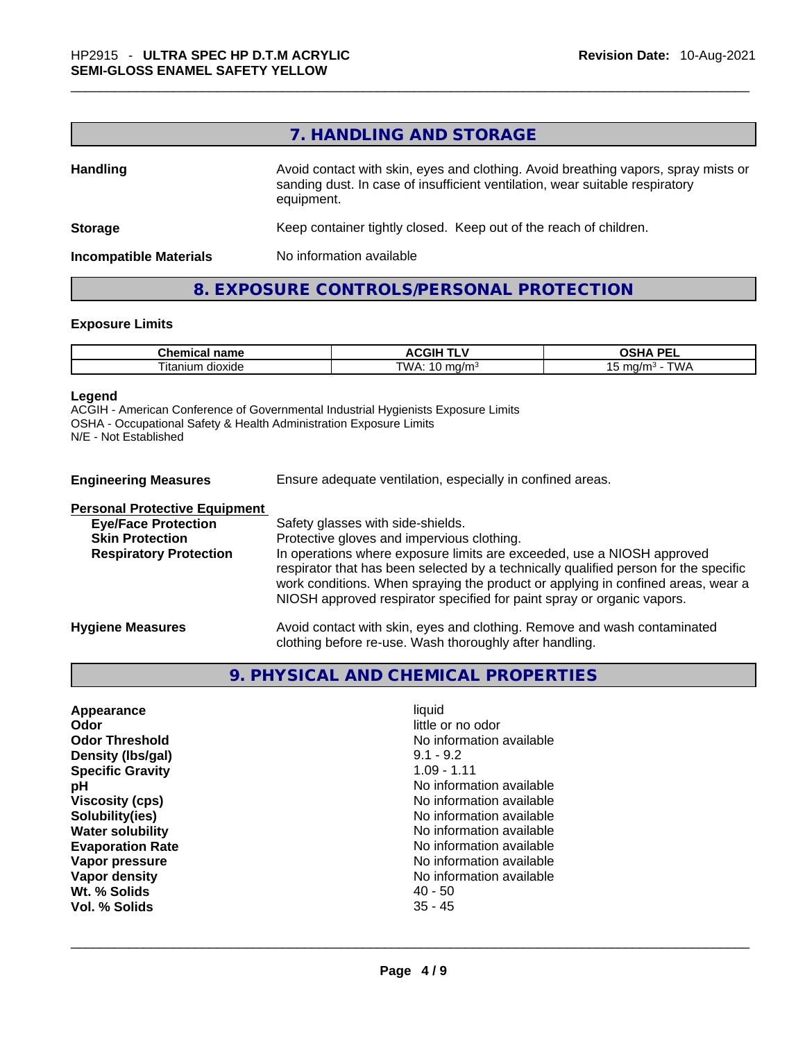## 7. HANDLING AND STORAGE

| | |
|---|---|
| **Handling** | Avoid contact with skin, eyes and clothing. Avoid breathing vapors, spray mists or sanding dust. In case of insufficient ventilation, wear suitable respiratory equipment. |
| **Storage** | Keep container tightly closed. Keep out of the reach of children. |
| **Incompatible Materials** | No information available |

## 8. EXPOSURE CONTROLS/PERSONAL PROTECTION

### Exposure Limits

| Chemical name | ACGIH TLV | OSHA PEL |
|---|---|---|
| Titanium dioxide | TWA: 10 mg/m³ | 15 mg/m³ - TWA |

**Legend**
ACGIH - American Conference of Governmental Industrial Hygienists Exposure Limits
OSHA - Occupational Safety & Health Administration Exposure Limits
N/E - Not Established

**Engineering Measures** Ensure adequate ventilation, especially in confined areas.

**Personal Protective Equipment**

| | |
|---|---|
| **Eye/Face Protection** | Safety glasses with side-shields. |
| **Skin Protection** | Protective gloves and impervious clothing. |
| **Respiratory Protection** | In operations where exposure limits are exceeded, use a NIOSH approved respirator that has been selected by a technically qualified person for the specific work conditions. When spraying the product or applying in confined areas, wear a NIOSH approved respirator specified for paint spray or organic vapors. |

**Hygiene Measures** Avoid contact with skin, eyes and clothing. Remove and wash contaminated clothing before re-use. Wash thoroughly after handling.

## 9. PHYSICAL AND CHEMICAL PROPERTIES

| | |
|---|---|
| **Appearance** | liquid |
| **Odor** | little or no odor |
| **Odor Threshold** | No information available |
| **Density (lbs/gal)** | 9.1 - 9.2 |
| **Specific Gravity** | 1.09 - 1.11 |
| **pH** | No information available |
| **Viscosity (cps)** | No information available |
| **Solubility(ies)** | No information available |
| **Water solubility** | No information available |
| **Evaporation Rate** | No information available |
| **Vapor pressure** | No information available |
| **Vapor density** | No information available |
| **Wt. % Solids** | 40 - 50 |
| **Vol. % Solids** | 35 - 45 |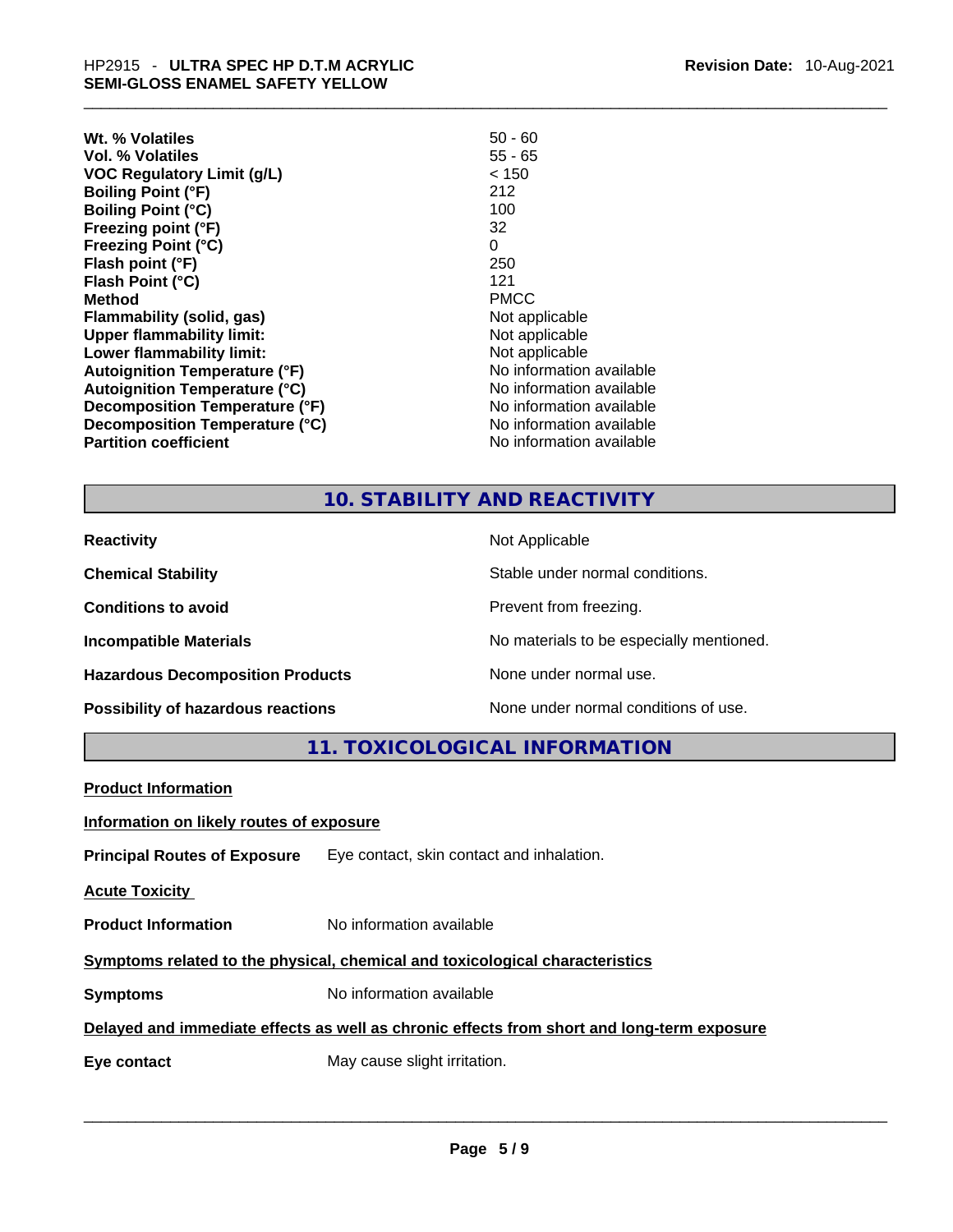| | |
|---|---|
| **Wt. % Volatiles** | 50 - 60 |
| **Vol. % Volatiles** | 55 - 65 |
| **VOC Regulatory Limit (g/L)** | < 150 |
| **Boiling Point (°F)** | 212 |
| **Boiling Point (°C)** | 100 |
| **Freezing point (°F)** | 32 |
| **Freezing Point (°C)** | 0 |
| **Flash point (°F)** | 250 |
| **Flash Point (°C)** | 121 |
| **Method** | PMCC |
| **Flammability (solid, gas)** | Not applicable |
| **Upper flammability limit:** | Not applicable |
| **Lower flammability limit:** | Not applicable |
| **Autoignition Temperature (°F)** | No information available |
| **Autoignition Temperature (°C)** | No information available |
| **Decomposition Temperature (°F)** | No information available |
| **Decomposition Temperature (°C)** | No information available |
| **Partition coefficient** | No information available |

## 10. STABILITY AND REACTIVITY

| | |
|---|---|
| **Reactivity** | Not Applicable |
| **Chemical Stability** | Stable under normal conditions. |
| **Conditions to avoid** | Prevent from freezing. |
| **Incompatible Materials** | No materials to be especially mentioned. |
| **Hazardous Decomposition Products** | None under normal use. |
| **Possibility of hazardous reactions** | None under normal conditions of use. |

## 11. TOXICOLOGICAL INFORMATION

**Product Information**

**Information on likely routes of exposure**

**Principal Routes of Exposure** Eye contact, skin contact and inhalation.

**Acute Toxicity**

**Product Information** No information available

**Symptoms related to the physical, chemical and toxicological characteristics**

**Symptoms** No information available

**Delayed and immediate effects as well as chronic effects from short and long-term exposure**

**Eye contact** May cause slight irritation.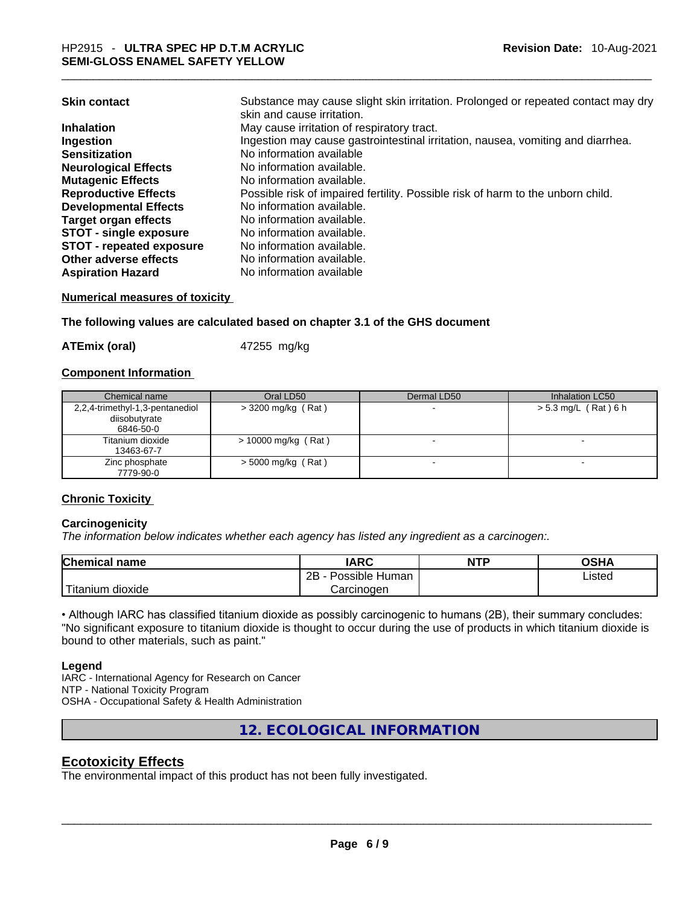| | |
|---|---|
| **Skin contact** | Substance may cause slight skin irritation. Prolonged or repeated contact may dry skin and cause irritation. |
| **Inhalation** | May cause irritation of respiratory tract. |
| **Ingestion** | Ingestion may cause gastrointestinal irritation, nausea, vomiting and diarrhea. |
| **Sensitization** | No information available |
| **Neurological Effects** | No information available. |
| **Mutagenic Effects** | No information available. |
| **Reproductive Effects** | Possible risk of impaired fertility. Possible risk of harm to the unborn child. |
| **Developmental Effects** | No information available. |
| **Target organ effects** | No information available. |
| **STOT - single exposure** | No information available. |
| **STOT - repeated exposure** | No information available. |
| **Other adverse effects** | No information available. |
| **Aspiration Hazard** | No information available |

**Numerical measures of toxicity**

**The following values are calculated based on chapter 3.1 of the GHS document**

**ATEmix (oral)** 47255 mg/kg

**Component Information**

| Chemical name | Oral LD50 | Dermal LD50 | Inhalation LC50 |
|---|---|---|---|
| 2,2,4-trimethyl-1,3-pentanediol diisobutyrate 6846-50-0 | > 3200 mg/kg ( Rat ) | - | > 5.3 mg/L ( Rat ) 6 h |
| Titanium dioxide 13463-67-7 | > 10000 mg/kg ( Rat ) | - | - |
| Zinc phosphate 7779-90-0 | > 5000 mg/kg ( Rat ) | - | - |

**Chronic Toxicity**

**Carcinogenicity**

*The information below indicates whether each agency has listed any ingredient as a carcinogen:.*

| Chemical name | IARC | NTP | OSHA |
|---|---|---|---|
| Titanium dioxide | 2B - Possible Human Carcinogen | | Listed |

• Although IARC has classified titanium dioxide as possibly carcinogenic to humans (2B), their summary concludes: "No significant exposure to titanium dioxide is thought to occur during the use of products in which titanium dioxide is bound to other materials, such as paint."

**Legend**

IARC - International Agency for Research on Cancer
NTP - National Toxicity Program
OSHA - Occupational Safety & Health Administration

## 12. ECOLOGICAL INFORMATION

## Ecotoxicity Effects

The environmental impact of this product has not been fully investigated.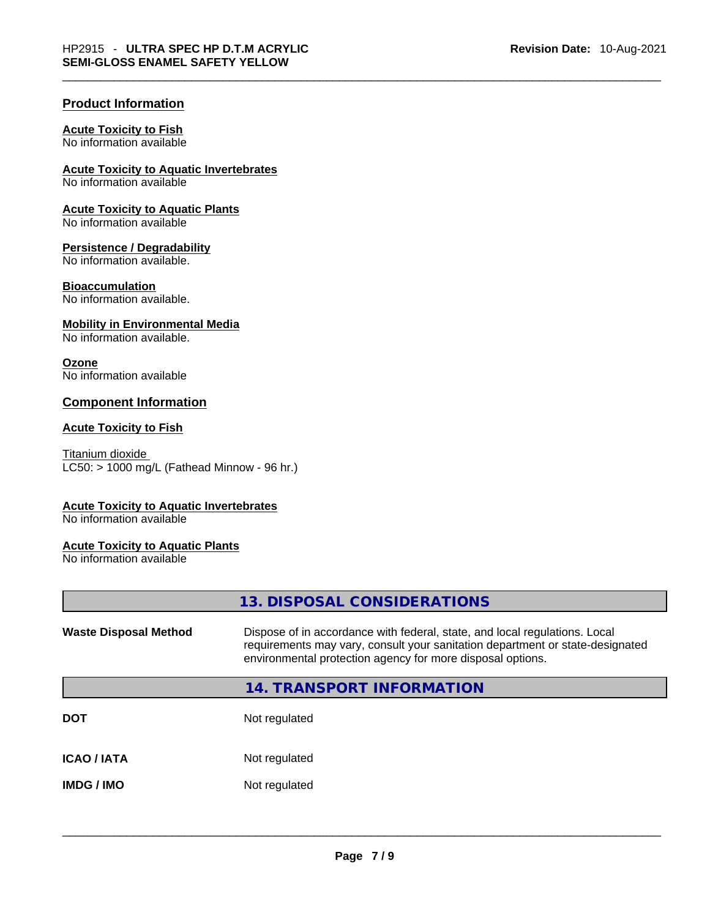## Product Information

**Acute Toxicity to Fish**
No information available

**Acute Toxicity to Aquatic Invertebrates**
No information available

**Acute Toxicity to Aquatic Plants**
No information available

**Persistence / Degradability**
No information available.

**Bioaccumulation**
No information available.

**Mobility in Environmental Media**
No information available.

**Ozone**
No information available

## Component Information

**Acute Toxicity to Fish**

Titanium dioxide
LC50: > 1000 mg/L (Fathead Minnow - 96 hr.)

**Acute Toxicity to Aquatic Invertebrates**
No information available

**Acute Toxicity to Aquatic Plants**
No information available

## 13. DISPOSAL CONSIDERATIONS

| | |
|---|---|
| **Waste Disposal Method** | Dispose of in accordance with federal, state, and local regulations. Local requirements may vary, consult your sanitation department or state-designated environmental protection agency for more disposal options. |

## 14. TRANSPORT INFORMATION

| | |
|---|---|
| **DOT** | Not regulated |
| **ICAO / IATA** | Not regulated |
| **IMDG / IMO** | Not regulated |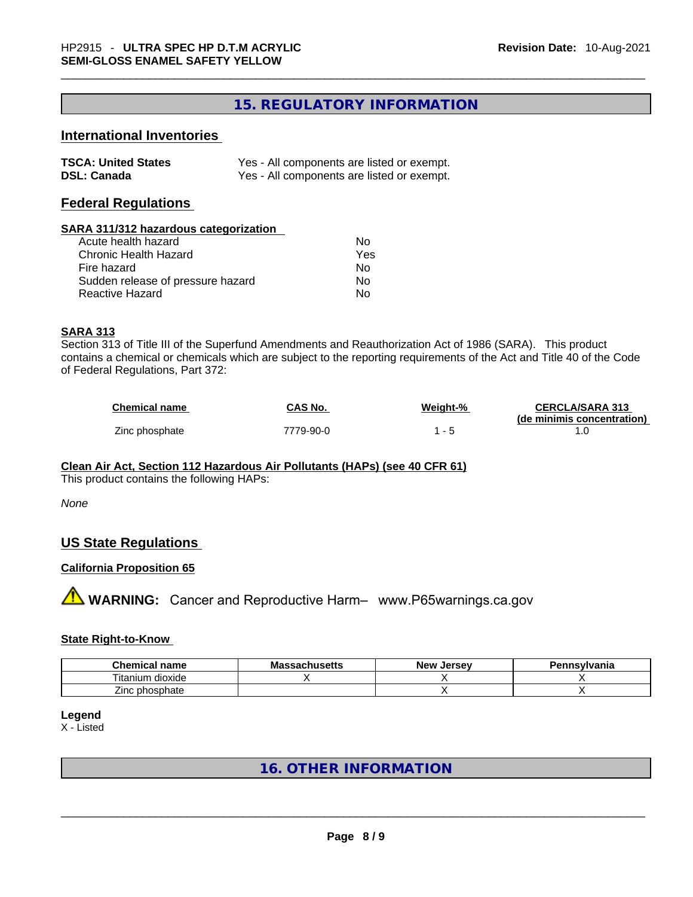## 15. REGULATORY INFORMATION

### International Inventories

| | |
|---|---|
| **TSCA: United States** | Yes - All components are listed or exempt. |
| **DSL: Canada** | Yes - All components are listed or exempt. |

### Federal Regulations

**SARA 311/312 hazardous categorization**

| | |
|---|---|
| Acute health hazard | No |
| Chronic Health Hazard | Yes |
| Fire hazard | No |
| Sudden release of pressure hazard | No |
| Reactive Hazard | No |

**SARA 313**

Section 313 of Title III of the Superfund Amendments and Reauthorization Act of 1986 (SARA). This product contains a chemical or chemicals which are subject to the reporting requirements of the Act and Title 40 of the Code of Federal Regulations, Part 372:

| Chemical name | CAS No. | Weight-% | CERCLA/SARA 313 (de minimis concentration) |
|---|---|---|---|
| Zinc phosphate | 7779-90-0 | 1 - 5 | 1.0 |

**Clean Air Act, Section 112 Hazardous Air Pollutants (HAPs) (see 40 CFR 61)**

This product contains the following HAPs:

*None*

### US State Regulations

**California Proposition 65**

⚠ **WARNING:** Cancer and Reproductive Harm– www.P65warnings.ca.gov

**State Right-to-Know**

| Chemical name | Massachusetts | New Jersey | Pennsylvania |
|---|---|---|---|
| Titanium dioxide | X | X | X |
| Zinc phosphate | | X | X |

**Legend**

X - Listed

## 16. OTHER INFORMATION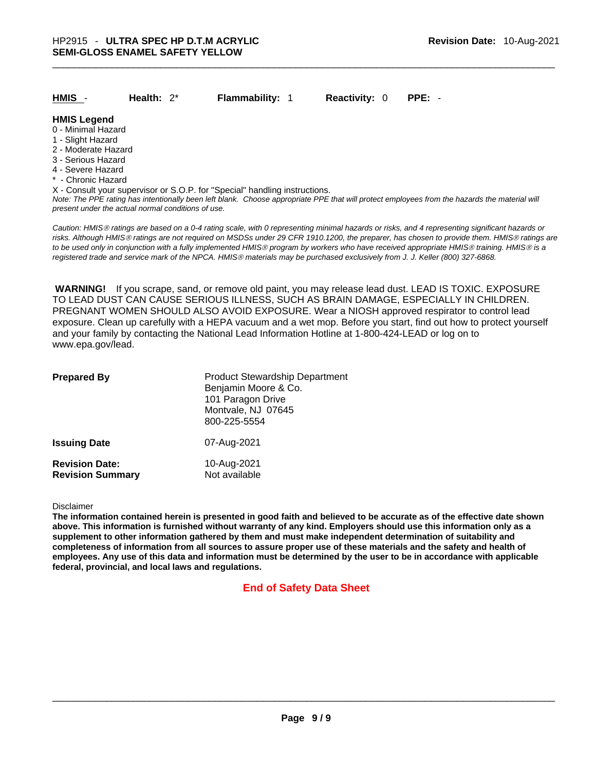**HMIS** - **Health:** 2* **Flammability:** 1 **Reactivity:** 0 **PPE:** -

**HMIS Legend**

0 - Minimal Hazard
1 - Slight Hazard
2 - Moderate Hazard
3 - Serious Hazard
4 - Severe Hazard
* - Chronic Hazard
X - Consult your supervisor or S.O.P. for "Special" handling instructions.

*Note: The PPE rating has intentionally been left blank. Choose appropriate PPE that will protect employees from the hazards the material will present under the actual normal conditions of use.*

*Caution: HMIS® ratings are based on a 0-4 rating scale, with 0 representing minimal hazards or risks, and 4 representing significant hazards or risks. Although HMIS® ratings are not required on MSDSs under 29 CFR 1910.1200, the preparer, has chosen to provide them. HMIS® ratings are to be used only in conjunction with a fully implemented HMIS® program by workers who have received appropriate HMIS® training. HMIS® is a registered trade and service mark of the NPCA. HMIS® materials may be purchased exclusively from J. J. Keller (800) 327-6868.*

**WARNING!** If you scrape, sand, or remove old paint, you may release lead dust. LEAD IS TOXIC. EXPOSURE TO LEAD DUST CAN CAUSE SERIOUS ILLNESS, SUCH AS BRAIN DAMAGE, ESPECIALLY IN CHILDREN. PREGNANT WOMEN SHOULD ALSO AVOID EXPOSURE. Wear a NIOSH approved respirator to control lead exposure. Clean up carefully with a HEPA vacuum and a wet mop. Before you start, find out how to protect yourself and your family by contacting the National Lead Information Hotline at 1-800-424-LEAD or log on to www.epa.gov/lead.

| | |
|---|---|
| **Prepared By** | Product Stewardship Department<br>Benjamin Moore & Co.<br>101 Paragon Drive<br>Montvale, NJ 07645<br>800-225-5554 |
| **Issuing Date** | 07-Aug-2021 |
| **Revision Date:** | 10-Aug-2021 |
| **Revision Summary** | Not available |

Disclaimer

**The information contained herein is presented in good faith and believed to be accurate as of the effective date shown above. This information is furnished without warranty of any kind. Employers should use this information only as a supplement to other information gathered by them and must make independent determination of suitability and completeness of information from all sources to assure proper use of these materials and the safety and health of employees. Any use of this data and information must be determined by the user to be in accordance with applicable federal, provincial, and local laws and regulations.**

**End of Safety Data Sheet**